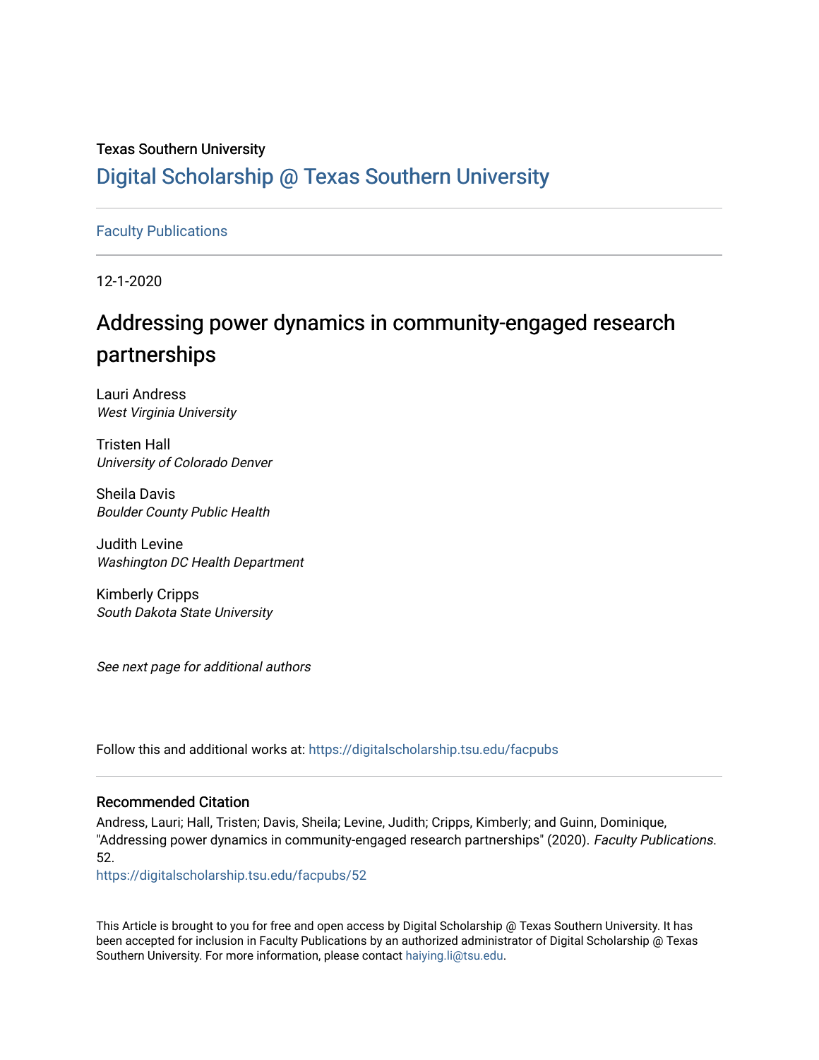Texas Southern University

# Digital Scholarship @ Texas Southern University

Faculty Publications

12-1-2020

## Addressing power dynamics in community-engaged research partnerships

Lauri Andress
*West Virginia University*

Tristen Hall
*University of Colorado Denver*

Sheila Davis
*Boulder County Public Health*

Judith Levine
*Washington DC Health Department*

Kimberly Cripps
*South Dakota State University*

*See next page for additional authors*

Follow this and additional works at: https://digitalscholarship.tsu.edu/facpubs

### Recommended Citation

Andress, Lauri; Hall, Tristen; Davis, Sheila; Levine, Judith; Cripps, Kimberly; and Guinn, Dominique, "Addressing power dynamics in community-engaged research partnerships" (2020). *Faculty Publications*. 52.
https://digitalscholarship.tsu.edu/facpubs/52

This Article is brought to you for free and open access by Digital Scholarship @ Texas Southern University. It has been accepted for inclusion in Faculty Publications by an authorized administrator of Digital Scholarship @ Texas Southern University. For more information, please contact haiying.li@tsu.edu.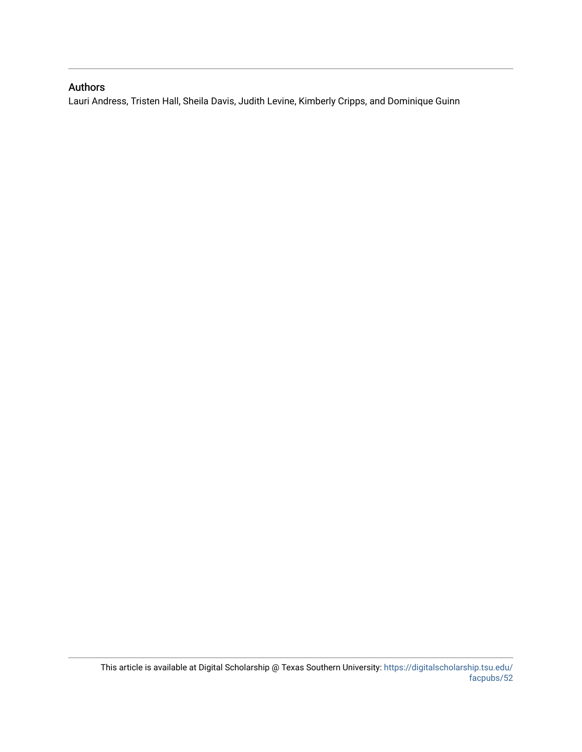## Authors

Lauri Andress, Tristen Hall, Sheila Davis, Judith Levine, Kimberly Cripps, and Dominique Guinn

This article is available at Digital Scholarship @ Texas Southern University: https://digitalscholarship.tsu.edu/facpubs/52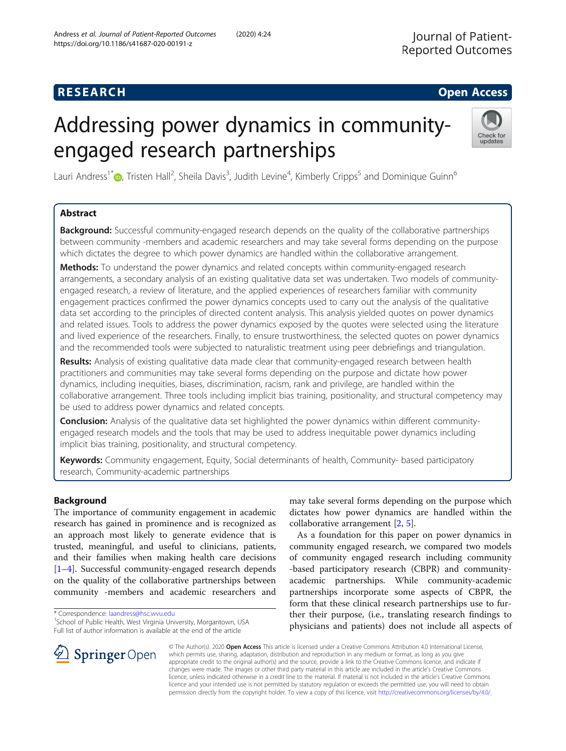# Addressing power dynamics in community-engaged research partnerships

Lauri Andress[1*], Tristen Hall[2], Sheila Davis[3], Judith Levine[4], Kimberly Cripps[5] and Dominique Guinn[6]

## Abstract

**Background:** Successful community-engaged research depends on the quality of the collaborative partnerships between community -members and academic researchers and may take several forms depending on the purpose which dictates the degree to which power dynamics are handled within the collaborative arrangement.

**Methods:** To understand the power dynamics and related concepts within community-engaged research arrangements, a secondary analysis of an existing qualitative data set was undertaken. Two models of community-engaged research, a review of literature, and the applied experiences of researchers familiar with community engagement practices confirmed the power dynamics concepts used to carry out the analysis of the qualitative data set according to the principles of directed content analysis. This analysis yielded quotes on power dynamics and related issues. Tools to address the power dynamics exposed by the quotes were selected using the literature and lived experience of the researchers. Finally, to ensure trustworthiness, the selected quotes on power dynamics and the recommended tools were subjected to naturalistic treatment using peer debriefings and triangulation.

**Results:** Analysis of existing qualitative data made clear that community-engaged research between health practitioners and communities may take several forms depending on the purpose and dictate how power dynamics, including inequities, biases, discrimination, racism, rank and privilege, are handled within the collaborative arrangement. Three tools including implicit bias training, positionality, and structural competency may be used to address power dynamics and related concepts.

**Conclusion:** Analysis of the qualitative data set highlighted the power dynamics within different community-engaged research models and the tools that may be used to address inequitable power dynamics including implicit bias training, positionality, and structural competency.

**Keywords:** Community engagement, Equity, Social determinants of health, Community- based participatory research, Community-academic partnerships

## Background

The importance of community engagement in academic research has gained in prominence and is recognized as an approach most likely to generate evidence that is trusted, meaningful, and useful to clinicians, patients, and their families when making health care decisions [1–4]. Successful community-engaged research depends on the quality of the collaborative partnerships between community -members and academic researchers and may take several forms depending on the purpose which dictates how power dynamics are handled within the collaborative arrangement [2, 5].

As a foundation for this paper on power dynamics in community engaged research, we compared two models of community engaged research including community -based participatory research (CBPR) and community-academic partnerships. While community-academic partnerships incorporate some aspects of CBPR, the form that these clinical research partnerships use to further their purpose, (i.e., translating research findings to physicians and patients) does not include all aspects of

* Correspondence: laandress@hsc.wvu.edu
[1]School of Public Health, West Virginia University, Morgantown, USA
Full list of author information is available at the end of the article

© The Author(s). 2020 **Open Access** This article is licensed under a Creative Commons Attribution 4.0 International License, which permits use, sharing, adaptation, distribution and reproduction in any medium or format, as long as you give appropriate credit to the original author(s) and the source, provide a link to the Creative Commons licence, and indicate if changes were made. The images or other third party material in this article are included in the article's Creative Commons licence, unless indicated otherwise in a credit line to the material. If material is not included in the article's Creative Commons licence and your intended use is not permitted by statutory regulation or exceeds the permitted use, you will need to obtain permission directly from the copyright holder. To view a copy of this licence, visit http://creativecommons.org/licenses/by/4.0/.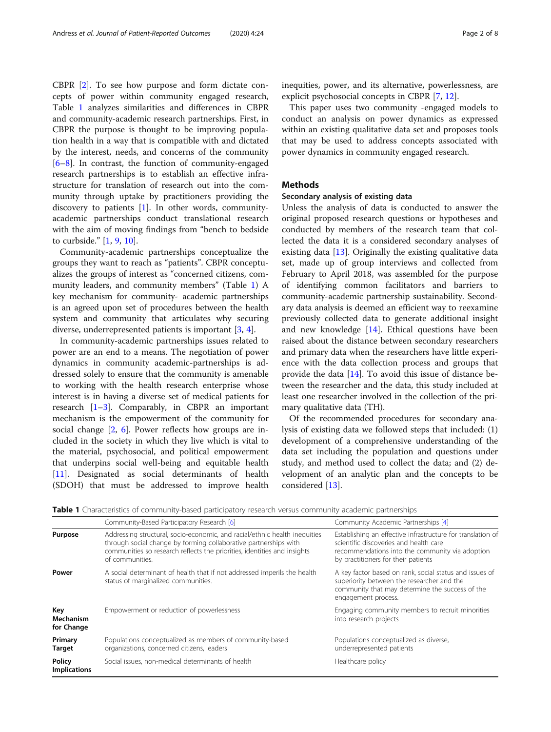CBPR [2]. To see how purpose and form dictate concepts of power within community engaged research, Table 1 analyzes similarities and differences in CBPR and community-academic research partnerships. First, in CBPR the purpose is thought to be improving population health in a way that is compatible with and dictated by the interest, needs, and concerns of the community [6–8]. In contrast, the function of community-engaged research partnerships is to establish an effective infrastructure for translation of research out into the community through uptake by practitioners providing the discovery to patients [1]. In other words, community-academic partnerships conduct translational research with the aim of moving findings from "bench to bedside to curbside." [1, 9, 10].

Community-academic partnerships conceptualize the groups they want to reach as "patients". CBPR conceptualizes the groups of interest as "concerned citizens, community leaders, and community members" (Table 1) A key mechanism for community- academic partnerships is an agreed upon set of procedures between the health system and community that articulates why securing diverse, underrepresented patients is important [3, 4].

In community-academic partnerships issues related to power are an end to a means. The negotiation of power dynamics in community academic-partnerships is addressed solely to ensure that the community is amenable to working with the health research enterprise whose interest is in having a diverse set of medical patients for research [1–3]. Comparably, in CBPR an important mechanism is the empowerment of the community for social change [2, 6]. Power reflects how groups are included in the society in which they live which is vital to the material, psychosocial, and political empowerment that underpins social well-being and equitable health [11]. Designated as social determinants of health (SDOH) that must be addressed to improve health inequities, power, and its alternative, powerlessness, are explicit psychosocial concepts in CBPR [7, 12].

This paper uses two community -engaged models to conduct an analysis on power dynamics as expressed within an existing qualitative data set and proposes tools that may be used to address concepts associated with power dynamics in community engaged research.

## Methods

### Secondary analysis of existing data

Unless the analysis of data is conducted to answer the original proposed research questions or hypotheses and conducted by members of the research team that collected the data it is a considered secondary analyses of existing data [13]. Originally the existing qualitative data set, made up of group interviews and collected from February to April 2018, was assembled for the purpose of identifying common facilitators and barriers to community-academic partnership sustainability. Secondary data analysis is deemed an efficient way to reexamine previously collected data to generate additional insight and new knowledge [14]. Ethical questions have been raised about the distance between secondary researchers and primary data when the researchers have little experience with the data collection process and groups that provide the data [14]. To avoid this issue of distance between the researcher and the data, this study included at least one researcher involved in the collection of the primary qualitative data (TH).

Of the recommended procedures for secondary analysis of existing data we followed steps that included: (1) development of a comprehensive understanding of the data set including the population and questions under study, and method used to collect the data; and (2) development of an analytic plan and the concepts to be considered [13].

**Table 1** Characteristics of community-based participatory research versus community academic partnerships

| | Community-Based Participatory Research [6] | Community Academic Partnerships [4] |
|---|---|---|
| **Purpose** | Addressing structural, socio-economic, and racial/ethnic health inequities through social change by forming collaborative partnerships with communities so research reflects the priorities, identities and insights of communities. | Establishing an effective infrastructure for translation of scientific discoveries and health care recommendations into the community via adoption by practitioners for their patients |
| **Power** | A social determinant of health that if not addressed imperils the health status of marginalized communities. | A key factor based on rank, social status and issues of superiority between the researcher and the community that may determine the success of the engagement process. |
| **Key Mechanism for Change** | Empowerment or reduction of powerlessness | Engaging community members to recruit minorities into research projects |
| **Primary Target** | Populations conceptualized as members of community-based organizations, concerned citizens, leaders | Populations conceptualized as diverse, underrepresented patients |
| **Policy Implications** | Social issues, non-medical determinants of health | Healthcare policy |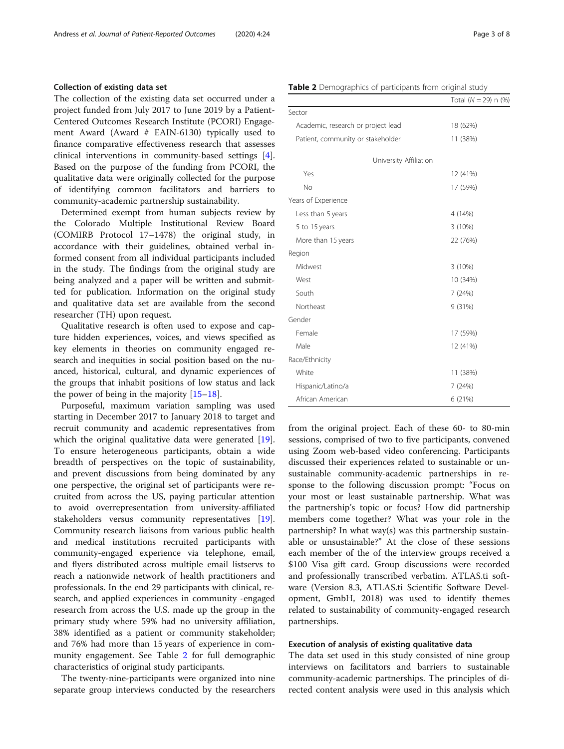### Collection of existing data set

The collection of the existing data set occurred under a project funded from July 2017 to June 2019 by a Patient-Centered Outcomes Research Institute (PCORI) Engagement Award (Award # EAIN-6130) typically used to finance comparative effectiveness research that assesses clinical interventions in community-based settings [4]. Based on the purpose of the funding from PCORI, the qualitative data were originally collected for the purpose of identifying common facilitators and barriers to community-academic partnership sustainability.

Determined exempt from human subjects review by the Colorado Multiple Institutional Review Board (COMIRB Protocol 17–1478) the original study, in accordance with their guidelines, obtained verbal informed consent from all individual participants included in the study. The findings from the original study are being analyzed and a paper will be written and submitted for publication. Information on the original study and qualitative data set are available from the second researcher (TH) upon request.

Qualitative research is often used to expose and capture hidden experiences, voices, and views specified as key elements in theories on community engaged research and inequities in social position based on the nuanced, historical, cultural, and dynamic experiences of the groups that inhabit positions of low status and lack the power of being in the majority [15–18].

Purposeful, maximum variation sampling was used starting in December 2017 to January 2018 to target and recruit community and academic representatives from which the original qualitative data were generated [19]. To ensure heterogeneous participants, obtain a wide breadth of perspectives on the topic of sustainability, and prevent discussions from being dominated by any one perspective, the original set of participants were recruited from across the US, paying particular attention to avoid overrepresentation from university-affiliated stakeholders versus community representatives [19]. Community research liaisons from various public health and medical institutions recruited participants with community-engaged experience via telephone, email, and flyers distributed across multiple email listservs to reach a nationwide network of health practitioners and professionals. In the end 29 participants with clinical, research, and applied experiences in community -engaged research from across the U.S. made up the group in the primary study where 59% had no university affiliation, 38% identified as a patient or community stakeholder; and 76% had more than 15 years of experience in community engagement. See Table 2 for full demographic characteristics of original study participants.

The twenty-nine-participants were organized into nine separate group interviews conducted by the researchers from the original project. Each of these 60- to 80-min sessions, comprised of two to five participants, convened using Zoom web-based video conferencing. Participants discussed their experiences related to sustainable or unsustainable community-academic partnerships in response to the following discussion prompt: "Focus on your most or least sustainable partnership. What was the partnership's topic or focus? How did partnership members come together? What was your role in the partnership? In what way(s) was this partnership sustainable or unsustainable?" At the close of these sessions each member of the of the interview groups received a $100 Visa gift card. Group discussions were recorded and professionally transcribed verbatim. ATLAS.ti software (Version 8.3, ATLAS.ti Scientific Software Development, GmbH, 2018) was used to identify themes related to sustainability of community-engaged research partnerships.

**Table 2** Demographics of participants from original study

| | Total (*N* = 29) n (%) |
|---|---|
| Sector | |
| Academic, research or project lead | 18 (62%) |
| Patient, community or stakeholder | 11 (38%) |
| University Affiliation | |
| Yes | 12 (41%) |
| No | 17 (59%) |
| Years of Experience | |
| Less than 5 years | 4 (14%) |
| 5 to 15 years | 3 (10%) |
| More than 15 years | 22 (76%) |
| Region | |
| Midwest | 3 (10%) |
| West | 10 (34%) |
| South | 7 (24%) |
| Northeast | 9 (31%) |
| Gender | |
| Female | 17 (59%) |
| Male | 12 (41%) |
| Race/Ethnicity | |
| White | 11 (38%) |
| Hispanic/Latino/a | 7 (24%) |
| African American | 6 (21%) |

### Execution of analysis of existing qualitative data

The data set used in this study consisted of nine group interviews on facilitators and barriers to sustainable community-academic partnerships. The principles of directed content analysis were used in this analysis which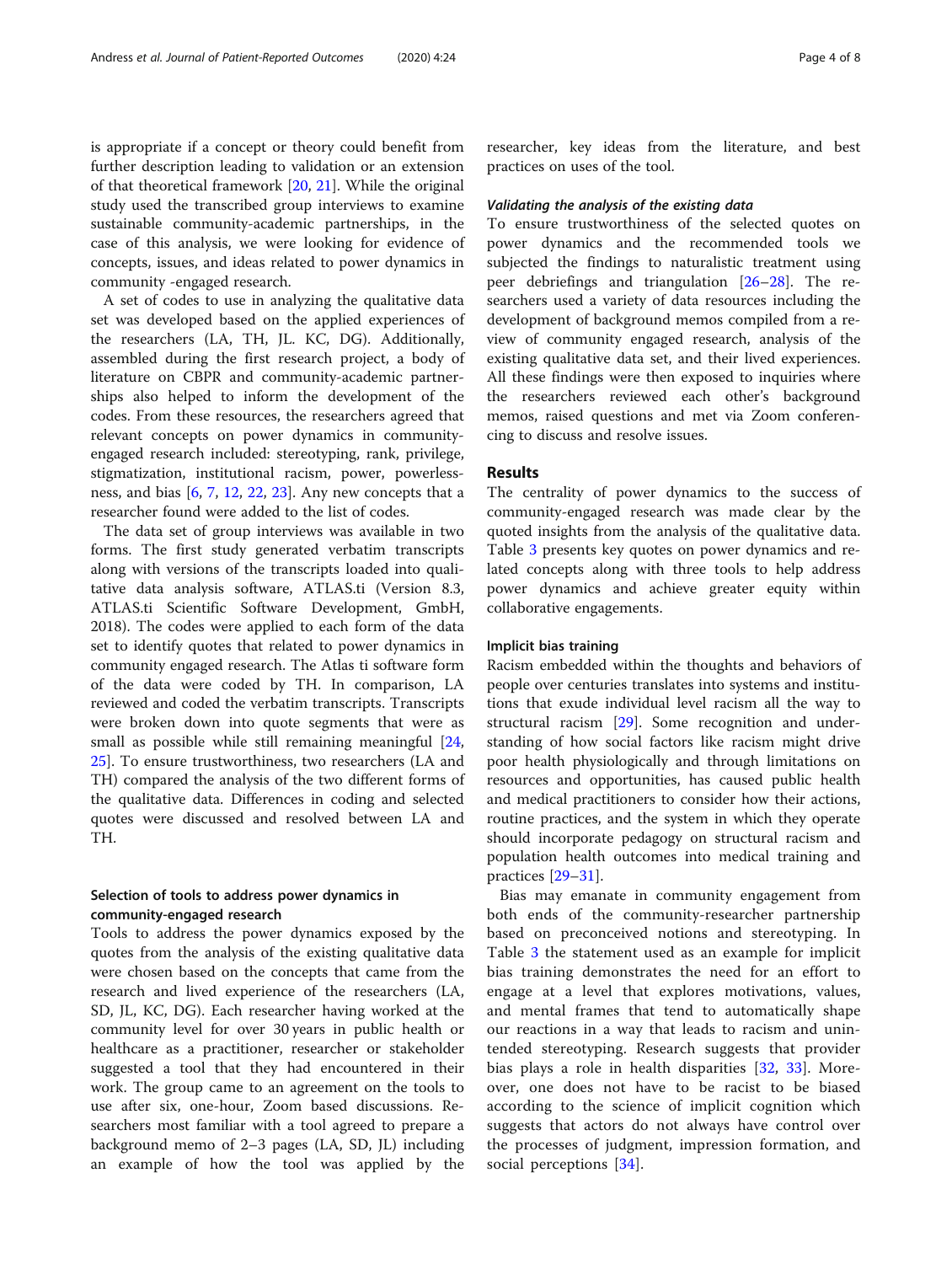is appropriate if a concept or theory could benefit from further description leading to validation or an extension of that theoretical framework [20, 21]. While the original study used the transcribed group interviews to examine sustainable community-academic partnerships, in the case of this analysis, we were looking for evidence of concepts, issues, and ideas related to power dynamics in community -engaged research.

A set of codes to use in analyzing the qualitative data set was developed based on the applied experiences of the researchers (LA, TH, JL. KC, DG). Additionally, assembled during the first research project, a body of literature on CBPR and community-academic partnerships also helped to inform the development of the codes. From these resources, the researchers agreed that relevant concepts on power dynamics in community-engaged research included: stereotyping, rank, privilege, stigmatization, institutional racism, power, powerlessness, and bias [6, 7, 12, 22, 23]. Any new concepts that a researcher found were added to the list of codes.

The data set of group interviews was available in two forms. The first study generated verbatim transcripts along with versions of the transcripts loaded into qualitative data analysis software, ATLAS.ti (Version 8.3, ATLAS.ti Scientific Software Development, GmbH, 2018). The codes were applied to each form of the data set to identify quotes that related to power dynamics in community engaged research. The Atlas ti software form of the data were coded by TH. In comparison, LA reviewed and coded the verbatim transcripts. Transcripts were broken down into quote segments that were as small as possible while still remaining meaningful [24, 25]. To ensure trustworthiness, two researchers (LA and TH) compared the analysis of the two different forms of the qualitative data. Differences in coding and selected quotes were discussed and resolved between LA and TH.

### Selection of tools to address power dynamics in community-engaged research

Tools to address the power dynamics exposed by the quotes from the analysis of the existing qualitative data were chosen based on the concepts that came from the research and lived experience of the researchers (LA, SD, JL, KC, DG). Each researcher having worked at the community level for over 30 years in public health or healthcare as a practitioner, researcher or stakeholder suggested a tool that they had encountered in their work. The group came to an agreement on the tools to use after six, one-hour, Zoom based discussions. Researchers most familiar with a tool agreed to prepare a background memo of 2–3 pages (LA, SD, JL) including an example of how the tool was applied by the researcher, key ideas from the literature, and best practices on uses of the tool.

#### *Validating the analysis of the existing data*

To ensure trustworthiness of the selected quotes on power dynamics and the recommended tools we subjected the findings to naturalistic treatment using peer debriefings and triangulation [26–28]. The researchers used a variety of data resources including the development of background memos compiled from a review of community engaged research, analysis of the existing qualitative data set, and their lived experiences. All these findings were then exposed to inquiries where the researchers reviewed each other's background memos, raised questions and met via Zoom conferencing to discuss and resolve issues.

## Results

The centrality of power dynamics to the success of community-engaged research was made clear by the quoted insights from the analysis of the qualitative data. Table 3 presents key quotes on power dynamics and related concepts along with three tools to help address power dynamics and achieve greater equity within collaborative engagements.

### Implicit bias training

Racism embedded within the thoughts and behaviors of people over centuries translates into systems and institutions that exude individual level racism all the way to structural racism [29]. Some recognition and understanding of how social factors like racism might drive poor health physiologically and through limitations on resources and opportunities, has caused public health and medical practitioners to consider how their actions, routine practices, and the system in which they operate should incorporate pedagogy on structural racism and population health outcomes into medical training and practices [29–31].

Bias may emanate in community engagement from both ends of the community-researcher partnership based on preconceived notions and stereotyping. In Table 3 the statement used as an example for implicit bias training demonstrates the need for an effort to engage at a level that explores motivations, values, and mental frames that tend to automatically shape our reactions in a way that leads to racism and unintended stereotyping. Research suggests that provider bias plays a role in health disparities [32, 33]. Moreover, one does not have to be racist to be biased according to the science of implicit cognition which suggests that actors do not always have control over the processes of judgment, impression formation, and social perceptions [34].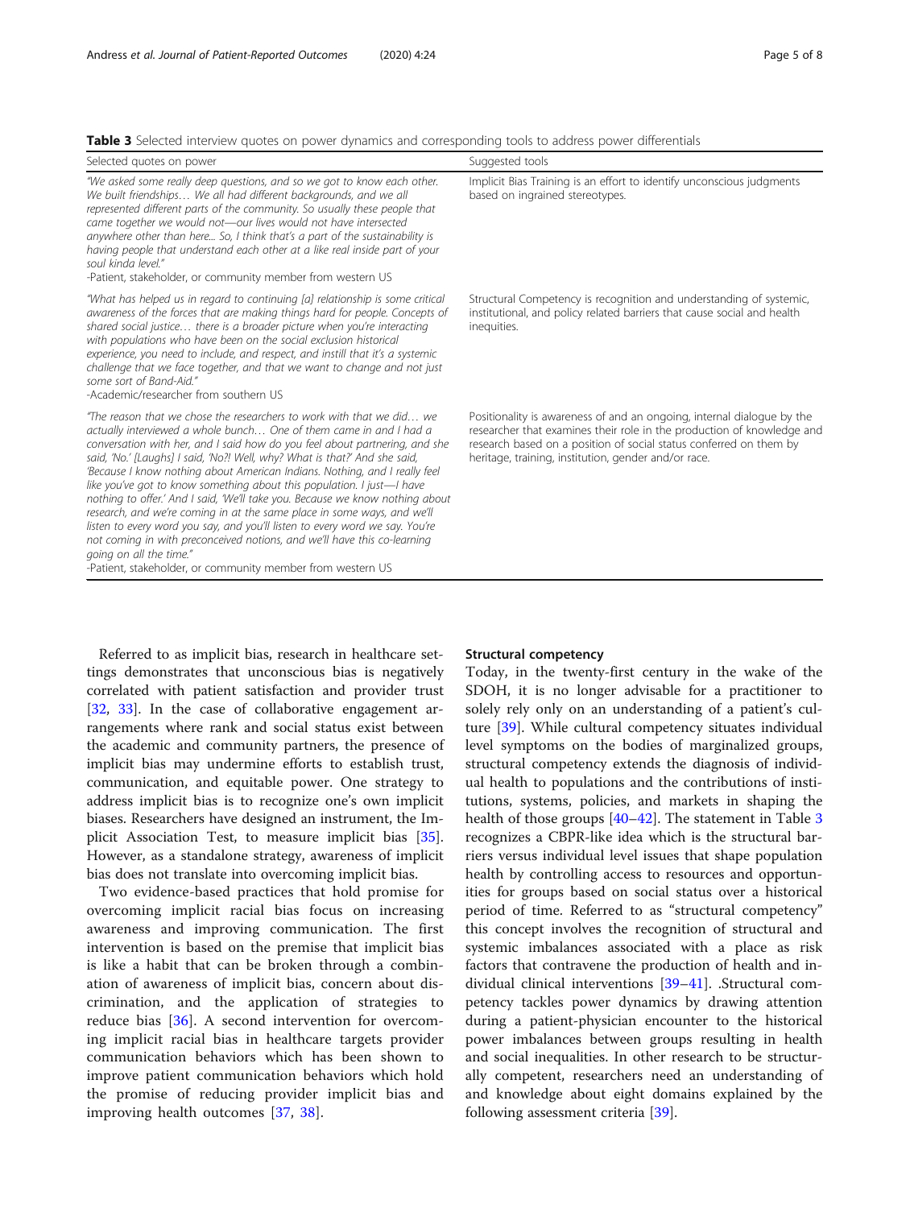**Table 3** Selected interview quotes on power dynamics and corresponding tools to address power differentials

| Selected quotes on power | Suggested tools |
| --- | --- |
| *"We asked some really deep questions, and so we got to know each other. We built friendships… We all had different backgrounds, and we all represented different parts of the community. So usually these people that came together we would not—our lives would not have intersected anywhere other than here... So, I think that's a part of the sustainability is having people that understand each other at a like real inside part of your soul kinda level."* -Patient, stakeholder, or community member from western US | Implicit Bias Training is an effort to identify unconscious judgments based on ingrained stereotypes. |
| *"What has helped us in regard to continuing [a] relationship is some critical awareness of the forces that are making things hard for people. Concepts of shared social justice… there is a broader picture when you're interacting with populations who have been on the social exclusion historical experience, you need to include, and respect, and instill that it's a systemic challenge that we face together, and that we want to change and not just some sort of Band-Aid."* -Academic/researcher from southern US | Structural Competency is recognition and understanding of systemic, institutional, and policy related barriers that cause social and health inequities. |
| *"The reason that we chose the researchers to work with that we did… we actually interviewed a whole bunch… One of them came in and I had a conversation with her, and I said how do you feel about partnering, and she said, 'No.' [Laughs] I said, 'No?! Well, why? What is that?' And she said, 'Because I know nothing about American Indians. Nothing, and I really feel like you've got to know something about this population. I just—I have nothing to offer.' And I said, 'We'll take you. Because we know nothing about research, and we're coming in at the same place in some ways, and we'll listen to every word you say, and you'll listen to every word we say. You're not coming in with preconceived notions, and we'll have this co-learning going on all the time."* -Patient, stakeholder, or community member from western US | Positionality is awareness of and an ongoing, internal dialogue by the researcher that examines their role in the production of knowledge and research based on a position of social status conferred on them by heritage, training, institution, gender and/or race. |

Referred to as implicit bias, research in healthcare settings demonstrates that unconscious bias is negatively correlated with patient satisfaction and provider trust [32, 33]. In the case of collaborative engagement arrangements where rank and social status exist between the academic and community partners, the presence of implicit bias may undermine efforts to establish trust, communication, and equitable power. One strategy to address implicit bias is to recognize one's own implicit biases. Researchers have designed an instrument, the Implicit Association Test, to measure implicit bias [35]. However, as a standalone strategy, awareness of implicit bias does not translate into overcoming implicit bias.

Two evidence-based practices that hold promise for overcoming implicit racial bias focus on increasing awareness and improving communication. The first intervention is based on the premise that implicit bias is like a habit that can be broken through a combination of awareness of implicit bias, concern about discrimination, and the application of strategies to reduce bias [36]. A second intervention for overcoming implicit racial bias in healthcare targets provider communication behaviors which has been shown to improve patient communication behaviors which hold the promise of reducing provider implicit bias and improving health outcomes [37, 38].

### Structural competency

Today, in the twenty-first century in the wake of the SDOH, it is no longer advisable for a practitioner to solely rely only on an understanding of a patient's culture [39]. While cultural competency situates individual level symptoms on the bodies of marginalized groups, structural competency extends the diagnosis of individual health to populations and the contributions of institutions, systems, policies, and markets in shaping the health of those groups [40–42]. The statement in Table 3 recognizes a CBPR-like idea which is the structural barriers versus individual level issues that shape population health by controlling access to resources and opportunities for groups based on social status over a historical period of time. Referred to as "structural competency" this concept involves the recognition of structural and systemic imbalances associated with a place as risk factors that contravene the production of health and individual clinical interventions [39–41]. .Structural competency tackles power dynamics by drawing attention during a patient-physician encounter to the historical power imbalances between groups resulting in health and social inequalities. In other research to be structurally competent, researchers need an understanding of and knowledge about eight domains explained by the following assessment criteria [39].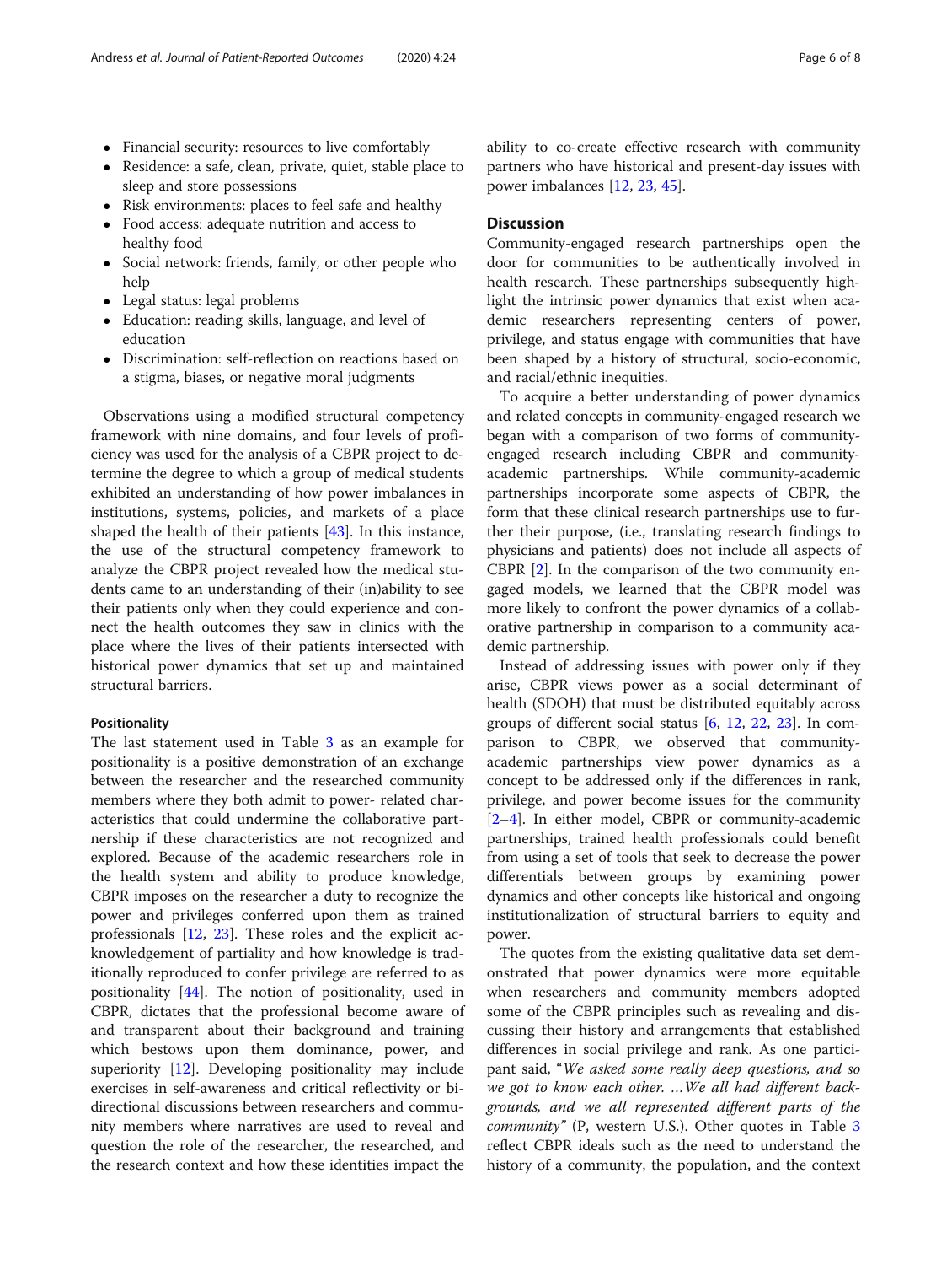- Financial security: resources to live comfortably
- Residence: a safe, clean, private, quiet, stable place to sleep and store possessions
- Risk environments: places to feel safe and healthy
- Food access: adequate nutrition and access to healthy food
- Social network: friends, family, or other people who help
- Legal status: legal problems
- Education: reading skills, language, and level of education
- Discrimination: self-reflection on reactions based on a stigma, biases, or negative moral judgments

Observations using a modified structural competency framework with nine domains, and four levels of proficiency was used for the analysis of a CBPR project to determine the degree to which a group of medical students exhibited an understanding of how power imbalances in institutions, systems, policies, and markets of a place shaped the health of their patients [43]. In this instance, the use of the structural competency framework to analyze the CBPR project revealed how the medical students came to an understanding of their (in)ability to see their patients only when they could experience and connect the health outcomes they saw in clinics with the place where the lives of their patients intersected with historical power dynamics that set up and maintained structural barriers.

#### Positionality

The last statement used in Table 3 as an example for positionality is a positive demonstration of an exchange between the researcher and the researched community members where they both admit to power- related characteristics that could undermine the collaborative partnership if these characteristics are not recognized and explored. Because of the academic researchers role in the health system and ability to produce knowledge, CBPR imposes on the researcher a duty to recognize the power and privileges conferred upon them as trained professionals [12, 23]. These roles and the explicit acknowledgement of partiality and how knowledge is traditionally reproduced to confer privilege are referred to as positionality [44]. The notion of positionality, used in CBPR, dictates that the professional become aware of and transparent about their background and training which bestows upon them dominance, power, and superiority [12]. Developing positionality may include exercises in self-awareness and critical reflectivity or bi-directional discussions between researchers and community members where narratives are used to reveal and question the role of the researcher, the researched, and the research context and how these identities impact the ability to co-create effective research with community partners who have historical and present-day issues with power imbalances [12, 23, 45].

## Discussion

Community-engaged research partnerships open the door for communities to be authentically involved in health research. These partnerships subsequently highlight the intrinsic power dynamics that exist when academic researchers representing centers of power, privilege, and status engage with communities that have been shaped by a history of structural, socio-economic, and racial/ethnic inequities.

To acquire a better understanding of power dynamics and related concepts in community-engaged research we began with a comparison of two forms of community-engaged research including CBPR and community-academic partnerships. While community-academic partnerships incorporate some aspects of CBPR, the form that these clinical research partnerships use to further their purpose, (i.e., translating research findings to physicians and patients) does not include all aspects of CBPR [2]. In the comparison of the two community engaged models, we learned that the CBPR model was more likely to confront the power dynamics of a collaborative partnership in comparison to a community academic partnership.

Instead of addressing issues with power only if they arise, CBPR views power as a social determinant of health (SDOH) that must be distributed equitably across groups of different social status [6, 12, 22, 23]. In comparison to CBPR, we observed that community-academic partnerships view power dynamics as a concept to be addressed only if the differences in rank, privilege, and power become issues for the community [2–4]. In either model, CBPR or community-academic partnerships, trained health professionals could benefit from using a set of tools that seek to decrease the power differentials between groups by examining power dynamics and other concepts like historical and ongoing institutionalization of structural barriers to equity and power.

The quotes from the existing qualitative data set demonstrated that power dynamics were more equitable when researchers and community members adopted some of the CBPR principles such as revealing and discussing their history and arrangements that established differences in social privilege and rank. As one participant said, "*We asked some really deep questions, and so we got to know each other. …We all had different backgrounds, and we all represented different parts of the community*" (P, western U.S.). Other quotes in Table 3 reflect CBPR ideals such as the need to understand the history of a community, the population, and the context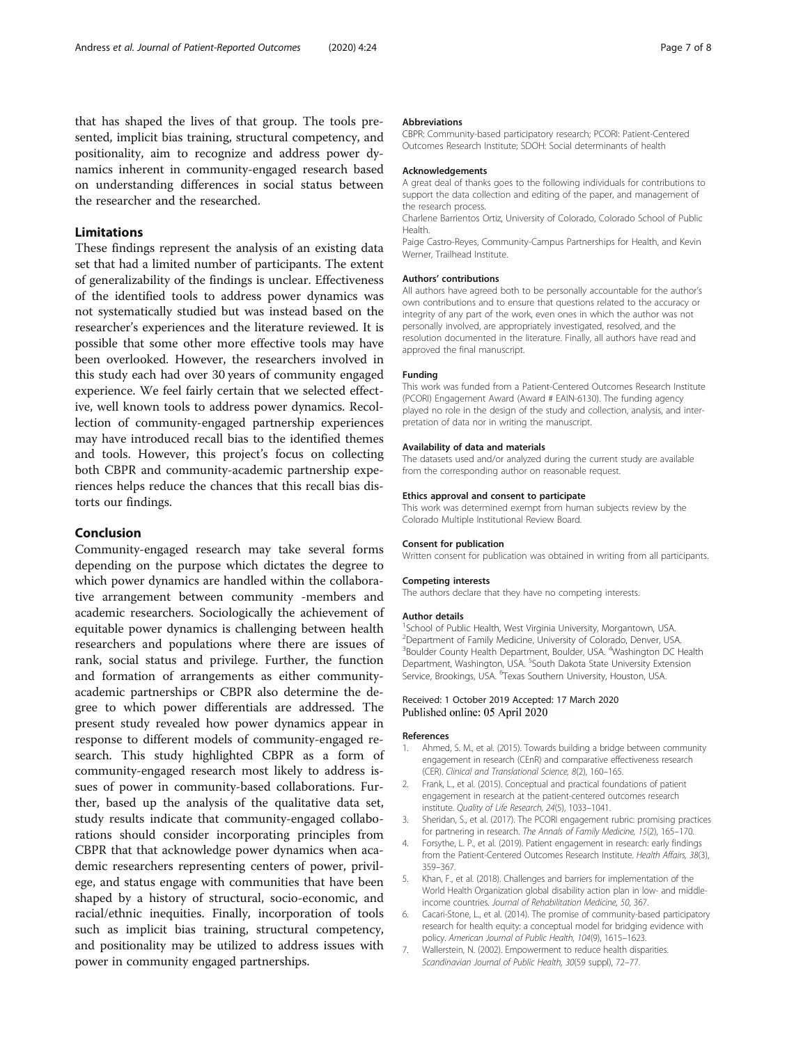that has shaped the lives of that group. The tools presented, implicit bias training, structural competency, and positionality, aim to recognize and address power dynamics inherent in community-engaged research based on understanding differences in social status between the researcher and the researched.

## Limitations

These findings represent the analysis of an existing data set that had a limited number of participants. The extent of generalizability of the findings is unclear. Effectiveness of the identified tools to address power dynamics was not systematically studied but was instead based on the researcher's experiences and the literature reviewed. It is possible that some other more effective tools may have been overlooked. However, the researchers involved in this study each had over 30 years of community engaged experience. We feel fairly certain that we selected effective, well known tools to address power dynamics. Recollection of community-engaged partnership experiences may have introduced recall bias to the identified themes and tools. However, this project's focus on collecting both CBPR and community-academic partnership experiences helps reduce the chances that this recall bias distorts our findings.

## Conclusion

Community-engaged research may take several forms depending on the purpose which dictates the degree to which power dynamics are handled within the collaborative arrangement between community -members and academic researchers. Sociologically the achievement of equitable power dynamics is challenging between health researchers and populations where there are issues of rank, social status and privilege. Further, the function and formation of arrangements as either community-academic partnerships or CBPR also determine the degree to which power differentials are addressed. The present study revealed how power dynamics appear in response to different models of community-engaged research. This study highlighted CBPR as a form of community-engaged research most likely to address issues of power in community-based collaborations. Further, based up the analysis of the qualitative data set, study results indicate that community-engaged collaborations should consider incorporating principles from CBPR that that acknowledge power dynamics when academic researchers representing centers of power, privilege, and status engage with communities that have been shaped by a history of structural, socio-economic, and racial/ethnic inequities. Finally, incorporation of tools such as implicit bias training, structural competency, and positionality may be utilized to address issues with power in community engaged partnerships.

#### Abbreviations

CBPR: Community-based participatory research; PCORI: Patient-Centered Outcomes Research Institute; SDOH: Social determinants of health

#### Acknowledgements

A great deal of thanks goes to the following individuals for contributions to support the data collection and editing of the paper, and management of the research process.

Charlene Barrientos Ortiz, University of Colorado, Colorado School of Public Health.

Paige Castro-Reyes, Community-Campus Partnerships for Health, and Kevin Werner, Trailhead Institute.

#### Authors' contributions

All authors have agreed both to be personally accountable for the author's own contributions and to ensure that questions related to the accuracy or integrity of any part of the work, even ones in which the author was not personally involved, are appropriately investigated, resolved, and the resolution documented in the literature. Finally, all authors have read and approved the final manuscript.

#### Funding

This work was funded from a Patient-Centered Outcomes Research Institute (PCORI) Engagement Award (Award # EAIN-6130). The funding agency played no role in the design of the study and collection, analysis, and interpretation of data nor in writing the manuscript.

#### Availability of data and materials

The datasets used and/or analyzed during the current study are available from the corresponding author on reasonable request.

#### Ethics approval and consent to participate

This work was determined exempt from human subjects review by the Colorado Multiple Institutional Review Board.

#### Consent for publication

Written consent for publication was obtained in writing from all participants.

#### Competing interests

The authors declare that they have no competing interests.

#### Author details

[1]School of Public Health, West Virginia University, Morgantown, USA. [2]Department of Family Medicine, University of Colorado, Denver, USA. [3]Boulder County Health Department, Boulder, USA. [4]Washington DC Health Department, Washington, USA. [5]South Dakota State University Extension Service, Brookings, USA. [6]Texas Southern University, Houston, USA.

Received: 1 October 2019 Accepted: 17 March 2020
Published online: 05 April 2020

#### References

1. Ahmed, S. M., et al. (2015). Towards building a bridge between community engagement in research (CEnR) and comparative effectiveness research (CER). *Clinical and Translational Science, 8*(2), 160–165.
2. Frank, L., et al. (2015). Conceptual and practical foundations of patient engagement in research at the patient-centered outcomes research institute. *Quality of Life Research, 24*(5), 1033–1041.
3. Sheridan, S., et al. (2017). The PCORI engagement rubric: promising practices for partnering in research. *The Annals of Family Medicine, 15*(2), 165–170.
4. Forsythe, L. P., et al. (2019). Patient engagement in research: early findings from the Patient-Centered Outcomes Research Institute. *Health Affairs, 38*(3), 359–367.
5. Khan, F., et al. (2018). Challenges and barriers for implementation of the World Health Organization global disability action plan in low- and middle-income countries. *Journal of Rehabilitation Medicine, 50*, 367.
6. Cacari-Stone, L., et al. (2014). The promise of community-based participatory research for health equity: a conceptual model for bridging evidence with policy. *American Journal of Public Health, 104*(9), 1615–1623.
7. Wallerstein, N. (2002). Empowerment to reduce health disparities. *Scandinavian Journal of Public Health, 30*(59 suppl), 72–77.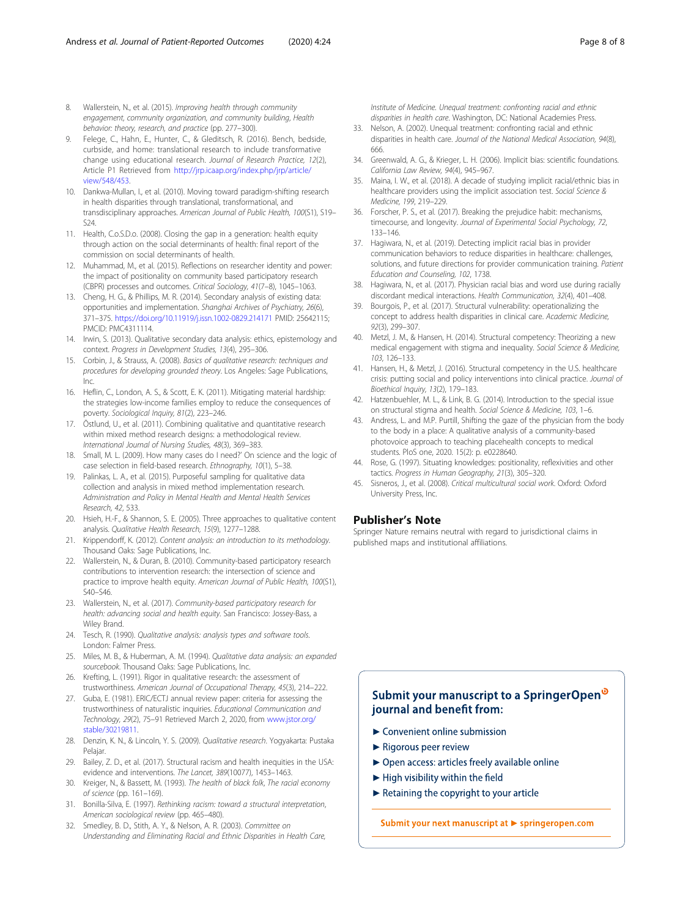8. Wallerstein, N., et al. (2015). *Improving health through community engagement, community organization, and community building, Health behavior: theory, research, and practice* (pp. 277–300).
9. Felege, C., Hahn, E., Hunter, C., & Gleditsch, R. (2016). Bench, bedside, curbside, and home: translational research to include transformative change using educational research. *Journal of Research Practice, 12*(2), Article P1 Retrieved from http://jrp.icaap.org/index.php/jrp/article/view/548/453.
10. Dankwa-Mullan, I., et al. (2010). Moving toward paradigm-shifting research in health disparities through translational, transformational, and transdisciplinary approaches. *American Journal of Public Health, 100*(S1), S19–S24.
11. Health, C.o.S.D.o. (2008). Closing the gap in a generation: health equity through action on the social determinants of health: final report of the commission on social determinants of health.
12. Muhammad, M., et al. (2015). Reflections on researcher identity and power: the impact of positionality on community based participatory research (CBPR) processes and outcomes. *Critical Sociology, 41*(7–8), 1045–1063.
13. Cheng, H. G., & Phillips, M. R. (2014). Secondary analysis of existing data: opportunities and implementation. *Shanghai Archives of Psychiatry, 26*(6), 371–375. https://doi.org/10.11919/j.issn.1002-0829.214171 PMID: 25642115; PMCID: PMC4311114.
14. Irwin, S. (2013). Qualitative secondary data analysis: ethics, epistemology and context. *Progress in Development Studies, 13*(4), 295–306.
15. Corbin, J., & Strauss, A. (2008). *Basics of qualitative research: techniques and procedures for developing grounded theory*. Los Angeles: Sage Publications, Inc.
16. Heflin, C., London, A. S., & Scott, E. K. (2011). Mitigating material hardship: the strategies low-income families employ to reduce the consequences of poverty. *Sociological Inquiry, 81*(2), 223–246.
17. Östlund, U., et al. (2011). Combining qualitative and quantitative research within mixed method research designs: a methodological review. *International Journal of Nursing Studies, 48*(3), 369–383.
18. Small, M. L. (2009). How many cases do I need?' On science and the logic of case selection in field-based research. *Ethnography, 10*(1), 5–38.
19. Palinkas, L. A., et al. (2015). Purposeful sampling for qualitative data collection and analysis in mixed method implementation research. *Administration and Policy in Mental Health and Mental Health Services Research, 42*, 533.
20. Hsieh, H.-F., & Shannon, S. E. (2005). Three approaches to qualitative content analysis. *Qualitative Health Research, 15*(9), 1277–1288.
21. Krippendorff, K. (2012). *Content analysis: an introduction to its methodology*. Thousand Oaks: Sage Publications, Inc.
22. Wallerstein, N., & Duran, B. (2010). Community-based participatory research contributions to intervention research: the intersection of science and practice to improve health equity. *American Journal of Public Health, 100*(S1), S40–S46.
23. Wallerstein, N., et al. (2017). *Community-based participatory research for health: advancing social and health equity*. San Francisco: Jossey-Bass, a Wiley Brand.
24. Tesch, R. (1990). *Qualitative analysis: analysis types and software tools*. London: Falmer Press.
25. Miles, M. B., & Huberman, A. M. (1994). *Qualitative data analysis: an expanded sourcebook*. Thousand Oaks: Sage Publications, Inc.
26. Krefting, L. (1991). Rigor in qualitative research: the assessment of trustworthiness. *American Journal of Occupational Therapy, 45*(3), 214–222.
27. Guba, E. (1981). ERIC/ECTJ annual review paper: criteria for assessing the trustworthiness of naturalistic inquiries. *Educational Communication and Technology, 29*(2), 75–91 Retrieved March 2, 2020, from www.jstor.org/stable/30219811.
28. Denzin, K. N., & Lincoln, Y. S. (2009). *Qualitative research*. Yogyakarta: Pustaka Pelajar.
29. Bailey, Z. D., et al. (2017). Structural racism and health inequities in the USA: evidence and interventions. *The Lancet, 389*(10077), 1453–1463.
30. Kreiger, N., & Bassett, M. (1993). *The health of black folk, The racial economy of science* (pp. 161–169).
31. Bonilla-Silva, E. (1997). *Rethinking racism: toward a structural interpretation, American sociological review* (pp. 465–480).
32. Smedley, B. D., Stith, A. Y., & Nelson, A. R. (2003). *Committee on Understanding and Eliminating Racial and Ethnic Disparities in Health Care, Institute of Medicine. Unequal treatment: confronting racial and ethnic disparities in health care*. Washington, DC: National Academies Press.
33. Nelson, A. (2002). Unequal treatment: confronting racial and ethnic disparities in health care. *Journal of the National Medical Association, 94*(8), 666.
34. Greenwald, A. G., & Krieger, L. H. (2006). Implicit bias: scientific foundations. *California Law Review, 94*(4), 945–967.
35. Maina, I. W., et al. (2018). A decade of studying implicit racial/ethnic bias in healthcare providers using the implicit association test. *Social Science & Medicine, 199*, 219–229.
36. Forscher, P. S., et al. (2017). Breaking the prejudice habit: mechanisms, timecourse, and longevity. *Journal of Experimental Social Psychology, 72*, 133–146.
37. Hagiwara, N., et al. (2019). Detecting implicit racial bias in provider communication behaviors to reduce disparities in healthcare: challenges, solutions, and future directions for provider communication training. *Patient Education and Counseling, 102*, 1738.
38. Hagiwara, N., et al. (2017). Physician racial bias and word use during racially discordant medical interactions. *Health Communication, 32*(4), 401–408.
39. Bourgois, P., et al. (2017). Structural vulnerability: operationalizing the concept to address health disparities in clinical care. *Academic Medicine, 92*(3), 299–307.
40. Metzl, J. M., & Hansen, H. (2014). Structural competency: Theorizing a new medical engagement with stigma and inequality. *Social Science & Medicine, 103*, 126–133.
41. Hansen, H., & Metzl, J. (2016). Structural competency in the U.S. healthcare crisis: putting social and policy interventions into clinical practice. *Journal of Bioethical Inquiry, 13*(2), 179–183.
42. Hatzenbuehler, M. L., & Link, B. G. (2014). Introduction to the special issue on structural stigma and health. *Social Science & Medicine, 103*, 1–6.
43. Andress, L. and M.P. Purtill, Shifting the gaze of the physician from the body to the body in a place: A qualitative analysis of a community-based photovoice approach to teaching placehealth concepts to medical students. PloS one, 2020. 15(2): p. e0228640.
44. Rose, G. (1997). Situating knowledges: positionality, reflexivities and other tactics. *Progress in Human Geography, 21*(3), 305–320.
45. Sisneros, J., et al. (2008). *Critical multicultural social work*. Oxford: Oxford University Press, Inc.

## Publisher's Note

Springer Nature remains neutral with regard to jurisdictional claims in published maps and institutional affiliations.

**Submit your manuscript to a SpringerOpen journal and benefit from:**

- ► Convenient online submission
- ► Rigorous peer review
- ► Open access: articles freely available online
- ► High visibility within the field
- ► Retaining the copyright to your article

**Submit your next manuscript at ► springeropen.com**